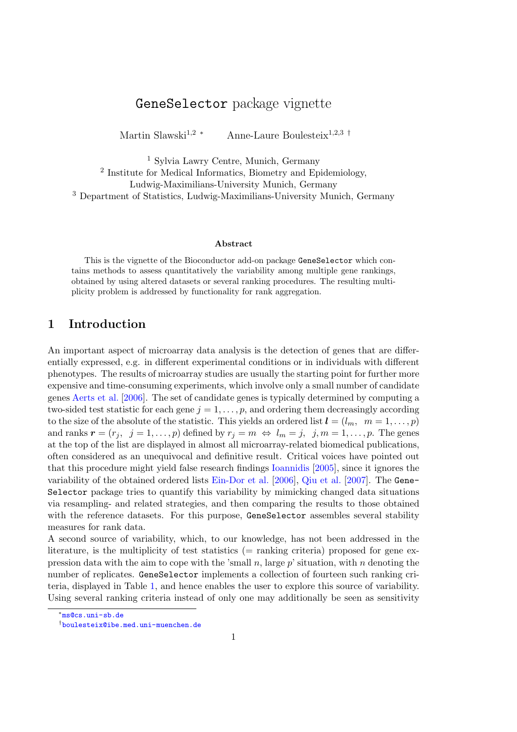# GeneSelector package vignette

Martin Slawski[1,2] * Anne-Laure Boulesteix[1,2,3] †

[1] Sylvia Lawry Centre, Munich, Germany
[2] Institute for Medical Informatics, Biometry and Epidemiology, Ludwig-Maximilians-University Munich, Germany
[3] Department of Statistics, Ludwig-Maximilians-University Munich, Germany

### Abstract

This is the vignette of the Bioconductor add-on package GeneSelector which contains methods to assess quantitatively the variability among multiple gene rankings, obtained by using altered datasets or several ranking procedures. The resulting multiplicity problem is addressed by functionality for rank aggregation.

## 1 Introduction

An important aspect of microarray data analysis is the detection of genes that are differentially expressed, e.g. in different experimental conditions or in individuals with different phenotypes. The results of microarray studies are usually the starting point for further more expensive and time-consuming experiments, which involve only a small number of candidate genes Aerts et al. [2006]. The set of candidate genes is typically determined by computing a two-sided test statistic for each gene $j = 1, \ldots, p$, and ordering them decreasingly according to the size of the absolute of the statistic. This yields an ordered list $\boldsymbol{l} = (l_m, \quad m = 1, \ldots, p)$ and ranks $\boldsymbol{r} = (r_j, \quad j = 1, \ldots, p)$ defined by $r_j = m \; \Leftrightarrow \; l_m = j, \quad j, m = 1, \ldots, p$. The genes at the top of the list are displayed in almost all microarray-related biomedical publications, often considered as an unequivocal and definitive result. Critical voices have pointed out that this procedure might yield false research findings Ioannidis [2005], since it ignores the variability of the obtained ordered lists Ein-Dor et al. [2006], Qiu et al. [2007]. The GeneSelector package tries to quantify this variability by mimicking changed data situations via resampling- and related strategies, and then comparing the results to those obtained with the reference datasets. For this purpose, GeneSelector assembles several stability measures for rank data.

A second source of variability, which, to our knowledge, has not been addressed in the literature, is the multiplicity of test statistics (= ranking criteria) proposed for gene expression data with the aim to cope with the 'small $n$, large $p$' situation, with $n$ denoting the number of replicates. GeneSelector implements a collection of fourteen such ranking criteria, displayed in Table 1, and hence enables the user to explore this source of variability. Using several ranking criteria instead of only one may additionally be seen as sensitivity

*ms@cs.uni-sb.de

†boulesteix@ibe.med.uni-muenchen.de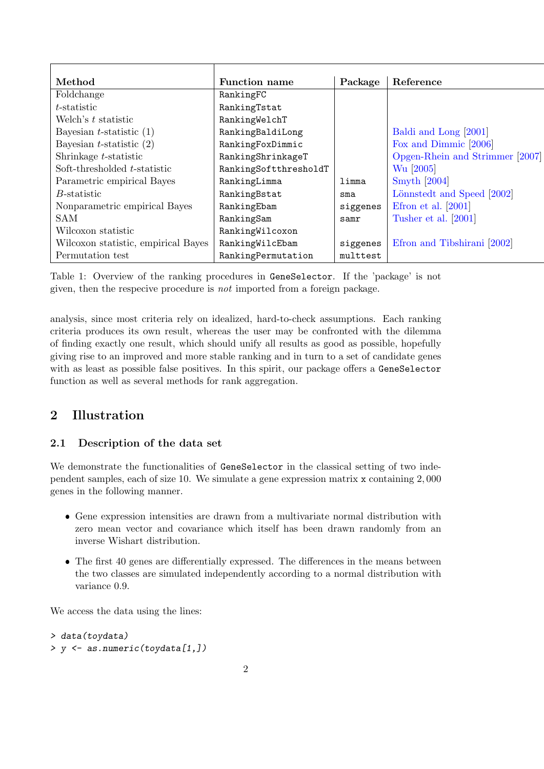| Method | Function name | Package | Reference |
|---|---|---|---|
| Foldchange | RankingFC | | |
| $t$-statistic | RankingTstat | | |
| Welch's $t$ statistic | RankingWelchT | | |
| Bayesian $t$-statistic (1) | RankingBaldiLong | | Baldi and Long [2001] |
| Bayesian $t$-statistic (2) | RankingFoxDimmic | | Fox and Dimmic [2006] |
| Shrinkage $t$-statistic | RankingShrinkageT | | Opgen-Rhein and Strimmer [2007] |
| Soft-thresholded $t$-statistic | RankingSoftthresholdT | | Wu [2005] |
| Parametric empirical Bayes | RankingLimma | limma | Smyth [2004] |
| $B$-statistic | RankingBstat | sma | Lönnstedt and Speed [2002] |
| Nonparametric empirical Bayes | RankingEbam | siggenes | Efron et al. [2001] |
| SAM | RankingSam | samr | Tusher et al. [2001] |
| Wilcoxon statistic | RankingWilcoxon | | |
| Wilcoxon statistic, empirical Bayes | RankingWilcEbam | siggenes | Efron and Tibshirani [2002] |
| Permutation test | RankingPermutation | multtest | |

Table 1: Overview of the ranking procedures in GeneSelector. If the 'package' is not given, then the respecive procedure is *not* imported from a foreign package.

analysis, since most criteria rely on idealized, hard-to-check assumptions. Each ranking criteria produces its own result, whereas the user may be confronted with the dilemma of finding exactly one result, which should unify all results as good as possible, hopefully giving rise to an improved and more stable ranking and in turn to a set of candidate genes with as least as possible false positives. In this spirit, our package offers a GeneSelector function as well as several methods for rank aggregation.

## 2 Illustration

### 2.1 Description of the data set

We demonstrate the functionalities of GeneSelector in the classical setting of two independent samples, each of size 10. We simulate a gene expression matrix x containing 2,000 genes in the following manner.

- Gene expression intensities are drawn from a multivariate normal distribution with zero mean vector and covariance which itself has been drawn randomly from an inverse Wishart distribution.
- The first 40 genes are differentially expressed. The differences in the means between the two classes are simulated independently according to a normal distribution with variance 0.9.

We access the data using the lines:

```
> data(toydata)
> y <- as.numeric(toydata[1,])
```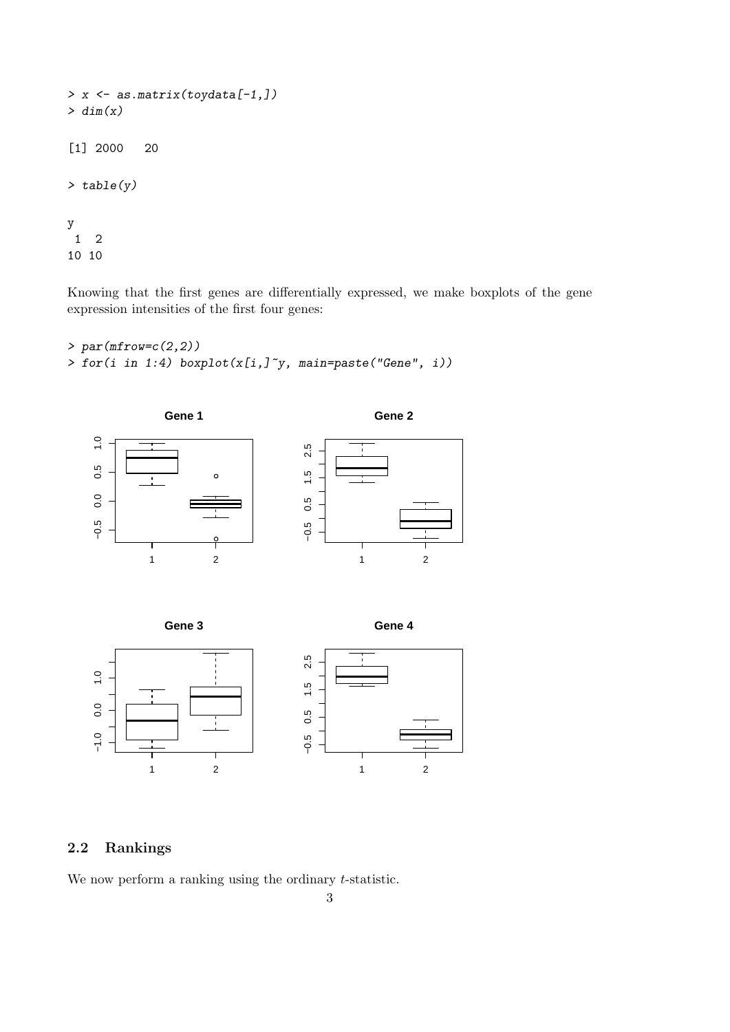```
> x <- as.matrix(toydata[-1,])
> dim(x)

[1] 2000   20

> table(y)

y
 1  2
10 10
```

Knowing that the first genes are differentially expressed, we make boxplots of the gene expression intensities of the first four genes:

```
> par(mfrow=c(2,2))
> for(i in 1:4) boxplot(x[i,]~y, main=paste("Gene", i))
```

## 2.2 Rankings

We now perform a ranking using the ordinary $t$-statistic.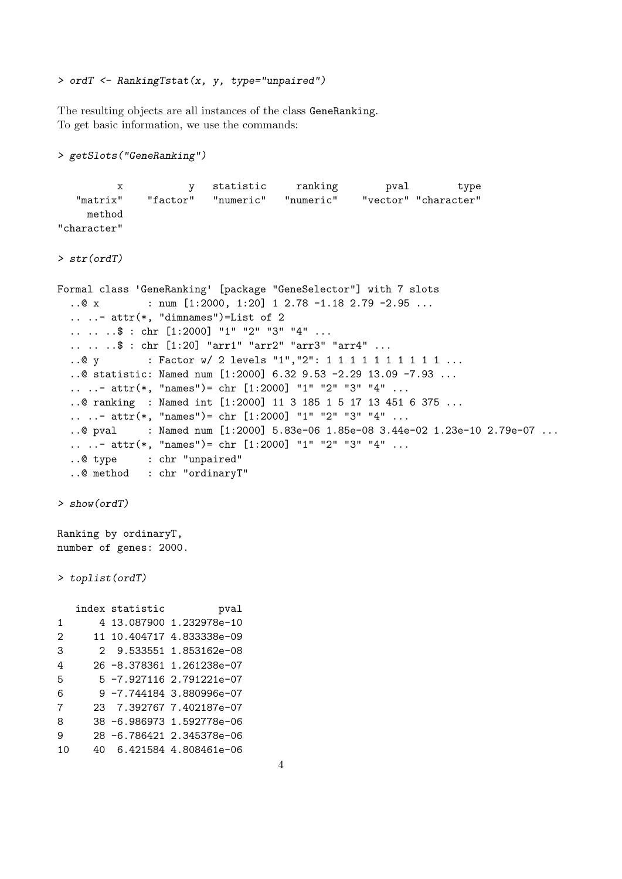```
> ordT <- RankingTstat(x, y, type="unpaired")
```

The resulting objects are all instances of the class `GeneRanking`.
To get basic information, we use the commands:

```
> getSlots("GeneRanking")
```

```
          x           y   statistic     ranking        pval        type 
   "matrix"    "factor"   "numeric"   "numeric"    "vector" "character" 
     method 
"character" 
```

```
> str(ordT)
```

```
Formal class 'GeneRanking' [package "GeneSelector"] with 7 slots
  ..@ x        : num [1:2000, 1:20] 1 2.78 -1.18 2.79 -2.95 ...
  .. ..- attr(*, "dimnames")=List of 2
  .. .. ..$ : chr [1:2000] "1" "2" "3" "4" ...
  .. .. ..$ : chr [1:20] "arr1" "arr2" "arr3" "arr4" ...
  ..@ y        : Factor w/ 2 levels "1","2": 1 1 1 1 1 1 1 1 1 1 ...
  ..@ statistic: Named num [1:2000] 6.32 9.53 -2.29 13.09 -7.93 ...
  .. ..- attr(*, "names")= chr [1:2000] "1" "2" "3" "4" ...
  ..@ ranking  : Named int [1:2000] 11 3 185 1 5 17 13 451 6 375 ...
  .. ..- attr(*, "names")= chr [1:2000] "1" "2" "3" "4" ...
  ..@ pval     : Named num [1:2000] 5.83e-06 1.85e-08 3.44e-02 1.23e-10 2.79e-07 ...
  .. ..- attr(*, "names")= chr [1:2000] "1" "2" "3" "4" ...
  ..@ type     : chr "unpaired"
  ..@ method   : chr "ordinaryT"
```

```
> show(ordT)
```

```
Ranking by ordinaryT,
number of genes: 2000.
```

```
> toplist(ordT)
```

```
   index statistic         pval
1      4 13.087900 1.232978e-10
2     11 10.404717 4.833338e-09
3      2  9.533551 1.853162e-08
4     26 -8.378361 1.261238e-07
5      5 -7.927116 2.791221e-07
6      9 -7.744184 3.880996e-07
7     23  7.392767 7.402187e-07
8     38 -6.986973 1.592778e-06
9     28 -6.786421 2.345378e-06
10    40  6.421584 4.808461e-06
```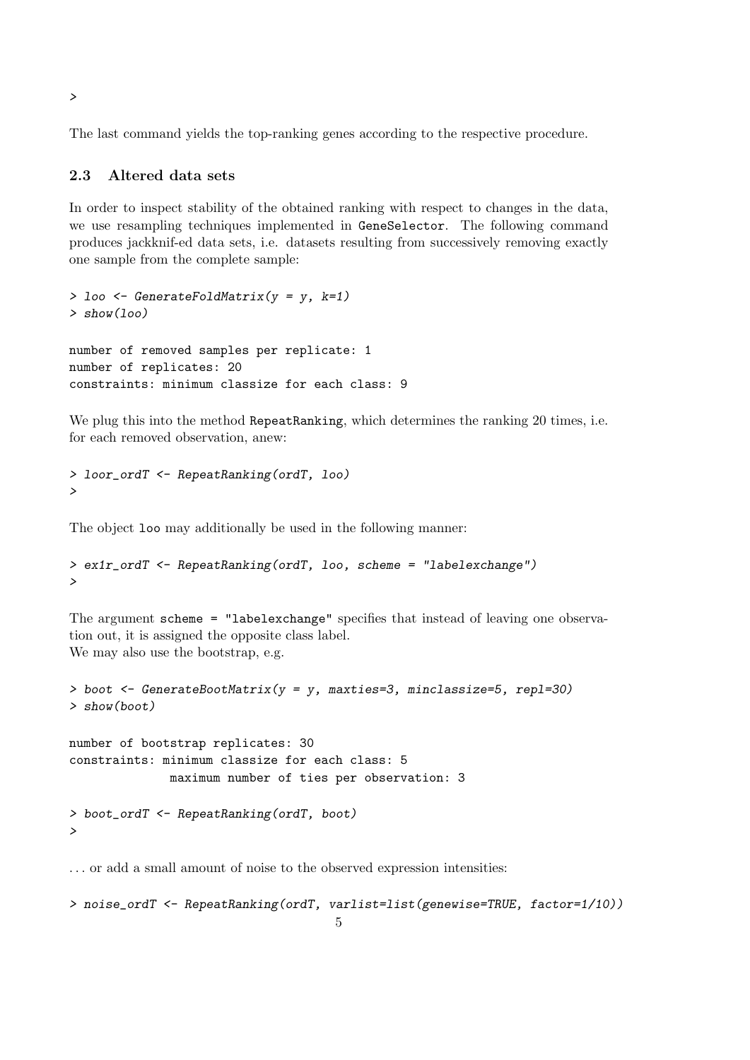```
>
```

The last command yields the top-ranking genes according to the respective procedure.

### 2.3 Altered data sets

In order to inspect stability of the obtained ranking with respect to changes in the data, we use resampling techniques implemented in GeneSelector. The following command produces jackknif-ed data sets, i.e. datasets resulting from successively removing exactly one sample from the complete sample:

```
> loo <- GenerateFoldMatrix(y = y, k=1)
> show(loo)

number of removed samples per replicate: 1
number of replicates: 20
constraints: minimum classize for each class: 9
```

We plug this into the method RepeatRanking, which determines the ranking 20 times, i.e. for each removed observation, anew:

```
> loor_ordT <- RepeatRanking(ordT, loo)
>
```

The object loo may additionally be used in the following manner:

```
> ex1r_ordT <- RepeatRanking(ordT, loo, scheme = "labelexchange")
>
```

The argument scheme = "labelexchange" specifies that instead of leaving one observation out, it is assigned the opposite class label.
We may also use the bootstrap, e.g.

```
> boot <- GenerateBootMatrix(y = y, maxties=3, minclassize=5, repl=30)
> show(boot)

number of bootstrap replicates: 30
constraints: minimum classize for each class: 5
             maximum number of ties per observation: 3

> boot_ordT <- RepeatRanking(ordT, boot)
>
```

. . . or add a small amount of noise to the observed expression intensities:

```
> noise_ordT <- RepeatRanking(ordT, varlist=list(genewise=TRUE, factor=1/10))
```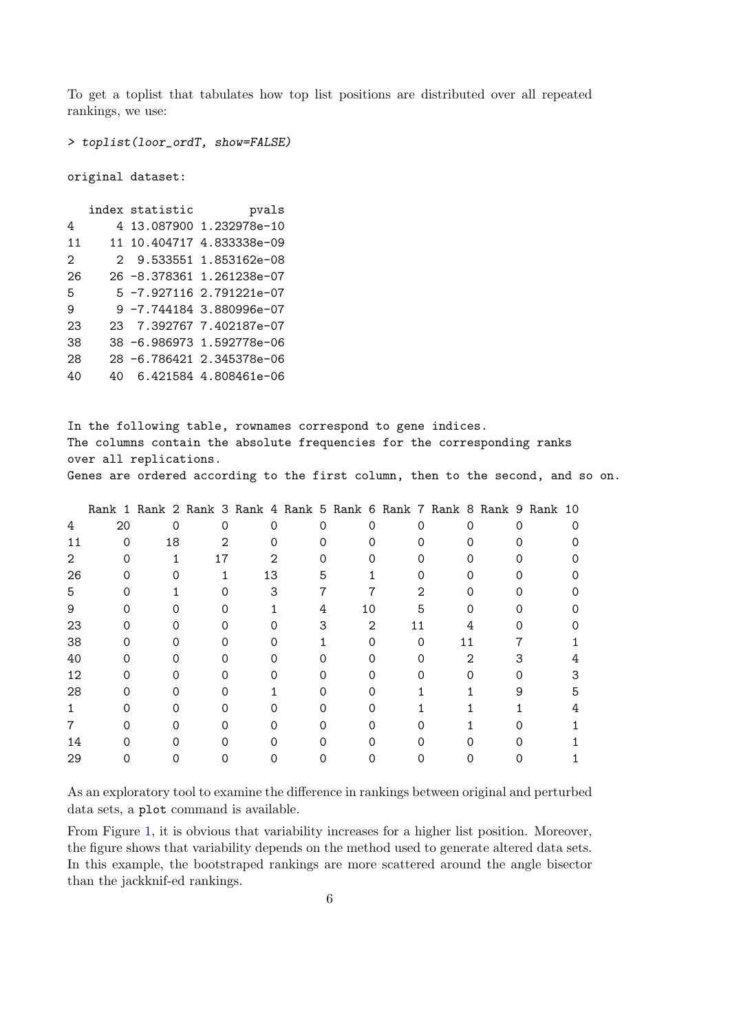To get a toplist that tabulates how top list positions are distributed over all repeated rankings, we use:

```
> toplist(loor_ordT, show=FALSE)

original dataset:

   index statistic        pvals
4      4 13.087900 1.232978e-10
11    11 10.404717 4.833338e-09
2      2  9.533551 1.853162e-08
26    26 -8.378361 1.261238e-07
5      5 -7.927116 2.791221e-07
9      9 -7.744184 3.880996e-07
23    23  7.392767 7.402187e-07
38    38 -6.986973 1.592778e-06
28    28 -6.786421 2.345378e-06
40    40  6.421584 4.808461e-06


In the following table, rownames correspond to gene indices.
The columns contain the absolute frequencies for the corresponding ranks
over all replications.
Genes are ordered according to the first column, then to the second, and so on.

   Rank 1 Rank 2 Rank 3 Rank 4 Rank 5 Rank 6 Rank 7 Rank 8 Rank 9 Rank 10
4      20      0      0      0      0      0      0      0      0       0
11      0     18      2      0      0      0      0      0      0       0
2       0      1     17      2      0      0      0      0      0       0
26      0      0      1     13      5      1      0      0      0       0
5       0      1      0      3      7      7      2      0      0       0
9       0      0      0      1      4     10      5      0      0       0
23      0      0      0      0      3      2     11      4      0       0
38      0      0      0      0      1      0      0     11      7       1
40      0      0      0      0      0      0      0      2      3       4
12      0      0      0      0      0      0      0      0      0       3
28      0      0      0      1      0      0      1      1      9       5
1       0      0      0      0      0      0      1      1      1       4
7       0      0      0      0      0      0      0      1      0       1
14      0      0      0      0      0      0      0      0      0       1
29      0      0      0      0      0      0      0      0      0       1
```

As an exploratory tool to examine the difference in rankings between original and perturbed data sets, a `plot` command is available.

From Figure 1, it is obvious that variability increases for a higher list position. Moreover, the figure shows that variability depends on the method used to generate altered data sets. In this example, the bootstraped rankings are more scattered around the angle bisector than the jackknif-ed rankings.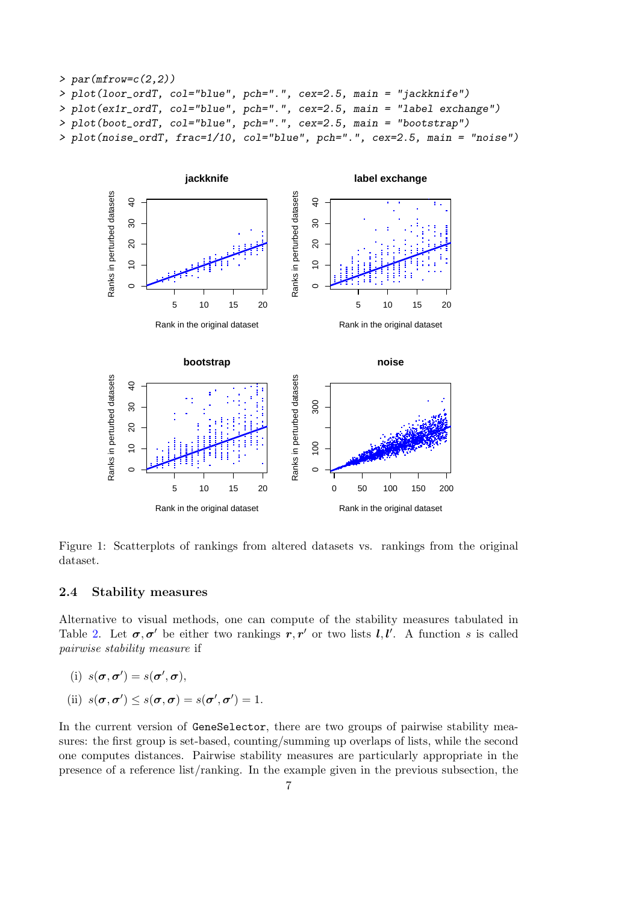```
> par(mfrow=c(2,2))
> plot(loor_ordT, col="blue", pch=".", cex=2.5, main = "jackknife")
> plot(ex1r_ordT, col="blue", pch=".", cex=2.5, main = "label exchange")
> plot(boot_ordT, col="blue", pch=".", cex=2.5, main = "bootstrap")
> plot(noise_ordT, frac=1/10, col="blue", pch=".", cex=2.5, main = "noise")
```

Figure 1: Scatterplots of rankings from altered datasets vs. rankings from the original dataset.

### 2.4 Stability measures

Alternative to visual methods, one can compute of the stability measures tabulated in Table 2. Let $\boldsymbol{\sigma}, \boldsymbol{\sigma}'$ be either two rankings $\boldsymbol{r}, \boldsymbol{r}'$ or two lists $\boldsymbol{l}, \boldsymbol{l}'$. A function $s$ is called *pairwise stability measure* if

(i) $s(\boldsymbol{\sigma}, \boldsymbol{\sigma}') = s(\boldsymbol{\sigma}', \boldsymbol{\sigma})$,

(ii) $s(\boldsymbol{\sigma}, \boldsymbol{\sigma}') \leq s(\boldsymbol{\sigma}, \boldsymbol{\sigma}) = s(\boldsymbol{\sigma}', \boldsymbol{\sigma}') = 1$.

In the current version of GeneSelector, there are two groups of pairwise stability measures: the first group is set-based, counting/summing up overlaps of lists, while the second one computes distances. Pairwise stability measures are particularly appropriate in the presence of a reference list/ranking. In the example given in the previous subsection, the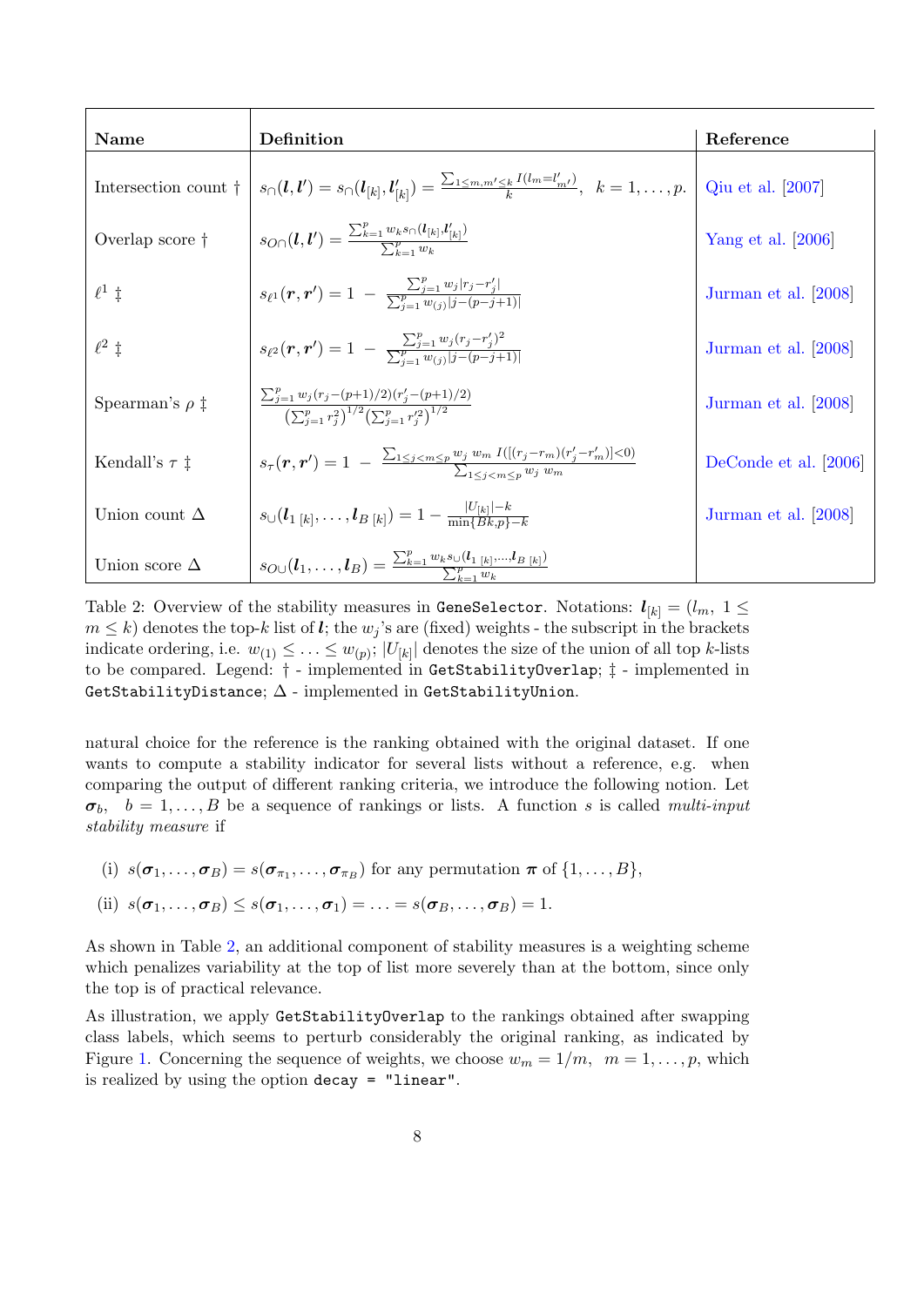| Name | Definition | Reference |
|---|---|---|
| Intersection count † | $s_{\cap}(\boldsymbol{l},\boldsymbol{l}') = s_{\cap}(\boldsymbol{l}_{[k]},\boldsymbol{l}'_{[k]}) = \frac{\sum_{1 \leq m,m' \leq k} I(l_m = l'_{m'})}{k}, \quad k = 1,\dots,p.$ | Qiu et al. [2007] |
| Overlap score † | $s_{O\cap}(\boldsymbol{l},\boldsymbol{l}') = \frac{\sum_{k=1}^{p} w_k s_{\cap}(\boldsymbol{l}_{[k]},\boldsymbol{l}'_{[k]})}{\sum_{k=1}^{p} w_k}$ | Yang et al. [2006] |
| $\ell^1$ ‡ | $s_{\ell^1}(\boldsymbol{r},\boldsymbol{r}') = 1 \; - \; \frac{\sum_{j=1}^{p} w_j \lvert r_j - r'_j \rvert}{\sum_{j=1}^{p} w_{(j)} \lvert j-(p-j+1) \rvert}$ | Jurman et al. [2008] |
| $\ell^2$ ‡ | $s_{\ell^2}(\boldsymbol{r},\boldsymbol{r}') = 1 \; - \; \frac{\sum_{j=1}^{p} w_j (r_j - r'_j)^2}{\sum_{j=1}^{p} w_{(j)} \lvert j-(p-j+1) \rvert}$ | Jurman et al. [2008] |
| Spearman's $\rho$ ‡ | $\frac{\sum_{j=1}^{p} w_j (r_j-(p+1)/2)(r'_j-(p+1)/2)}{\left(\sum_{j=1}^{p} r_j^2\right)^{1/2}\left(\sum_{j=1}^{p} r_j'^2\right)^{1/2}}$ | Jurman et al. [2008] |
| Kendall's $\tau$ ‡ | $s_{\tau}(\boldsymbol{r},\boldsymbol{r}') = 1 \; - \; \frac{\sum_{1 \leq j < m \leq p} w_j \; w_m \; I([(r_j-r_m)(r'_j-r'_m)]<0)}{\sum_{1 \leq j < m \leq p} w_j \; w_m}$ | DeConde et al. [2006] |
| Union count $\Delta$ | $s_{\cup}(\boldsymbol{l}_{1\,[k]},\dots,\boldsymbol{l}_{B\,[k]}) = 1 - \frac{\lvert U_{[k]} \rvert - k}{\min\{Bk,p\}-k}$ | Jurman et al. [2008] |
| Union score $\Delta$ | $s_{O\cup}(\boldsymbol{l}_1,\dots,\boldsymbol{l}_B) = \frac{\sum_{k=1}^{p} w_k s_{\cup}(\boldsymbol{l}_{1\,[k]},\dots,\boldsymbol{l}_{B\,[k]})}{\sum_{k=1}^{p} w_k}$ | |

Table 2: Overview of the stability measures in `GeneSelector`. Notations: $\boldsymbol{l}_{[k]} = (l_m, \; 1 \leq m \leq k)$ denotes the top-$k$ list of $\boldsymbol{l}$; the $w_j$'s are (fixed) weights - the subscript in the brackets indicate ordering, i.e. $w_{(1)} \leq \ldots \leq w_{(p)}$; $\lvert U_{[k]} \rvert$ denotes the size of the union of all top $k$-lists to be compared. Legend: † - implemented in `GetStabilityOverlap`; ‡ - implemented in `GetStabilityDistance`; $\Delta$ - implemented in `GetStabilityUnion`.

natural choice for the reference is the ranking obtained with the original dataset. If one wants to compute a stability indicator for several lists without a reference, e.g. when comparing the output of different ranking criteria, we introduce the following notion. Let $\boldsymbol{\sigma}_b, \;\; b = 1,\dots,B$ be a sequence of rankings or lists. A function $s$ is called *multi-input stability measure* if

(i) $s(\boldsymbol{\sigma}_1,\dots,\boldsymbol{\sigma}_B) = s(\boldsymbol{\sigma}_{\pi_1},\dots,\boldsymbol{\sigma}_{\pi_B})$ for any permutation $\boldsymbol{\pi}$ of $\{1,\dots,B\}$,

(ii) $s(\boldsymbol{\sigma}_1,\dots,\boldsymbol{\sigma}_B) \leq s(\boldsymbol{\sigma}_1,\dots,\boldsymbol{\sigma}_1) = \ldots = s(\boldsymbol{\sigma}_B,\dots,\boldsymbol{\sigma}_B) = 1.$

As shown in Table 2, an additional component of stability measures is a weighting scheme which penalizes variability at the top of list more severely than at the bottom, since only the top is of practical relevance.

As illustration, we apply `GetStabilityOverlap` to the rankings obtained after swapping class labels, which seems to perturb considerably the original ranking, as indicated by Figure 1. Concerning the sequence of weights, we choose $w_m = 1/m, \;\; m = 1,\dots,p$, which is realized by using the option `decay = "linear"`.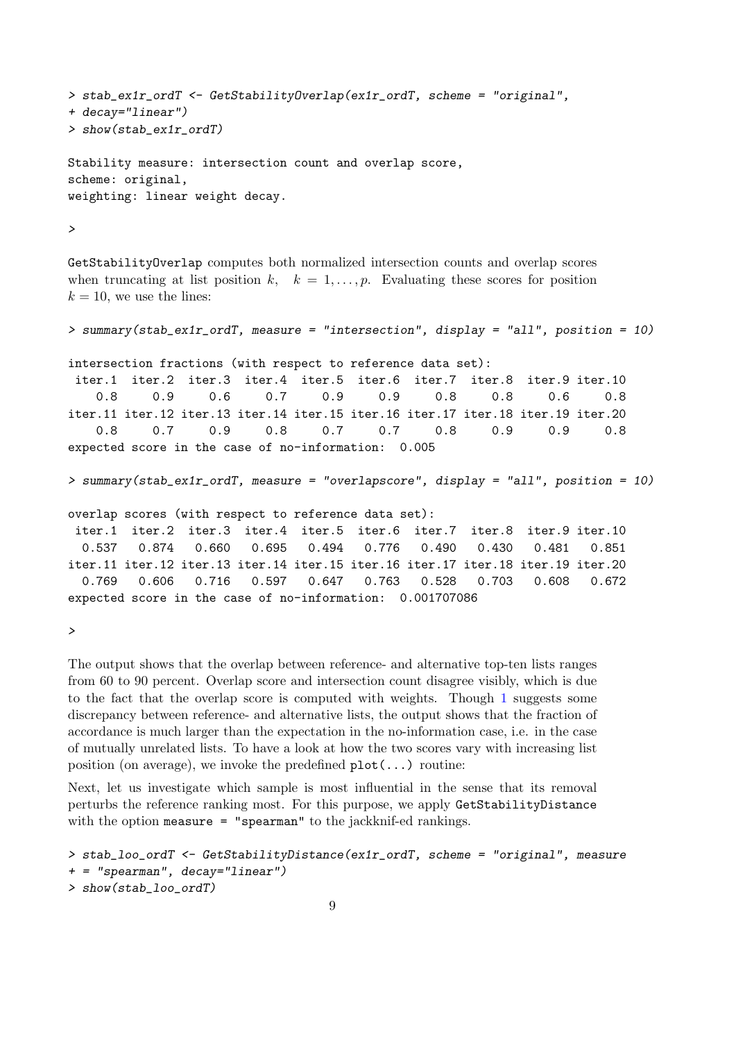```
> stab_ex1r_ordT <- GetStabilityOverlap(ex1r_ordT, scheme = "original",
+ decay="linear")
> show(stab_ex1r_ordT)

Stability measure: intersection count and overlap score,
scheme: original,
weighting: linear weight decay.

>
```

GetStabilityOverlap computes both normalized intersection counts and overlap scores when truncating at list position $k$, $k = 1, \ldots, p$. Evaluating these scores for position $k = 10$, we use the lines:

```
> summary(stab_ex1r_ordT, measure = "intersection", display = "all", position = 10)

intersection fractions (with respect to reference data set):
 iter.1  iter.2  iter.3  iter.4  iter.5  iter.6  iter.7  iter.8  iter.9 iter.10
    0.8     0.9     0.6     0.7     0.9     0.9     0.8     0.8     0.6     0.8
iter.11 iter.12 iter.13 iter.14 iter.15 iter.16 iter.17 iter.18 iter.19 iter.20
    0.8     0.7     0.9     0.8     0.7     0.7     0.8     0.9     0.9     0.8
expected score in the case of no-information:  0.005

> summary(stab_ex1r_ordT, measure = "overlapscore", display = "all", position = 10)

overlap scores (with respect to reference data set):
 iter.1  iter.2  iter.3  iter.4  iter.5  iter.6  iter.7  iter.8  iter.9 iter.10
  0.537   0.874   0.660   0.695   0.494   0.776   0.490   0.430   0.481   0.851
iter.11 iter.12 iter.13 iter.14 iter.15 iter.16 iter.17 iter.18 iter.19 iter.20
  0.769   0.606   0.716   0.597   0.647   0.763   0.528   0.703   0.608   0.672
expected score in the case of no-information:  0.001707086

>
```

The output shows that the overlap between reference- and alternative top-ten lists ranges from 60 to 90 percent. Overlap score and intersection count disagree visibly, which is due to the fact that the overlap score is computed with weights. Though 1 suggests some discrepancy between reference- and alternative lists, the output shows that the fraction of accordance is much larger than the expectation in the no-information case, i.e. in the case of mutually unrelated lists. To have a look at how the two scores vary with increasing list position (on average), we invoke the predefined `plot(...)` routine:

Next, let us investigate which sample is most influential in the sense that its removal perturbs the reference ranking most. For this purpose, we apply GetStabilityDistance with the option `measure = "spearman"` to the jackknif-ed rankings.

```
> stab_loo_ordT <- GetStabilityDistance(ex1r_ordT, scheme = "original", measure
+ = "spearman", decay="linear")
> show(stab_loo_ordT)
```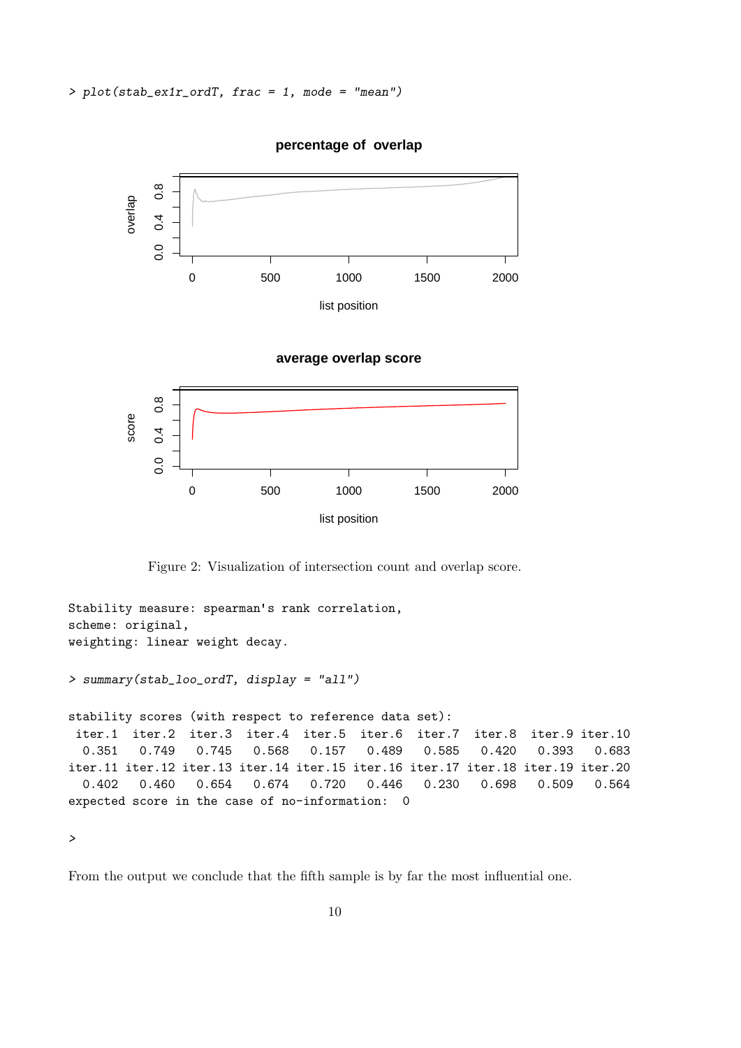```
> plot(stab_ex1r_ordT, frac = 1, mode = "mean")
```

Figure 2: Visualization of intersection count and overlap score.

```
Stability measure: spearman's rank correlation,
scheme: original,
weighting: linear weight decay.

> summary(stab_loo_ordT, display = "all")

stability scores (with respect to reference data set):
 iter.1  iter.2  iter.3  iter.4  iter.5  iter.6  iter.7  iter.8  iter.9 iter.10
  0.351   0.749   0.745   0.568   0.157   0.489   0.585   0.420   0.393   0.683
iter.11 iter.12 iter.13 iter.14 iter.15 iter.16 iter.17 iter.18 iter.19 iter.20
  0.402   0.460   0.654   0.674   0.720   0.446   0.230   0.698   0.509   0.564
expected score in the case of no-information:  0

>
```

From the output we conclude that the fifth sample is by far the most influential one.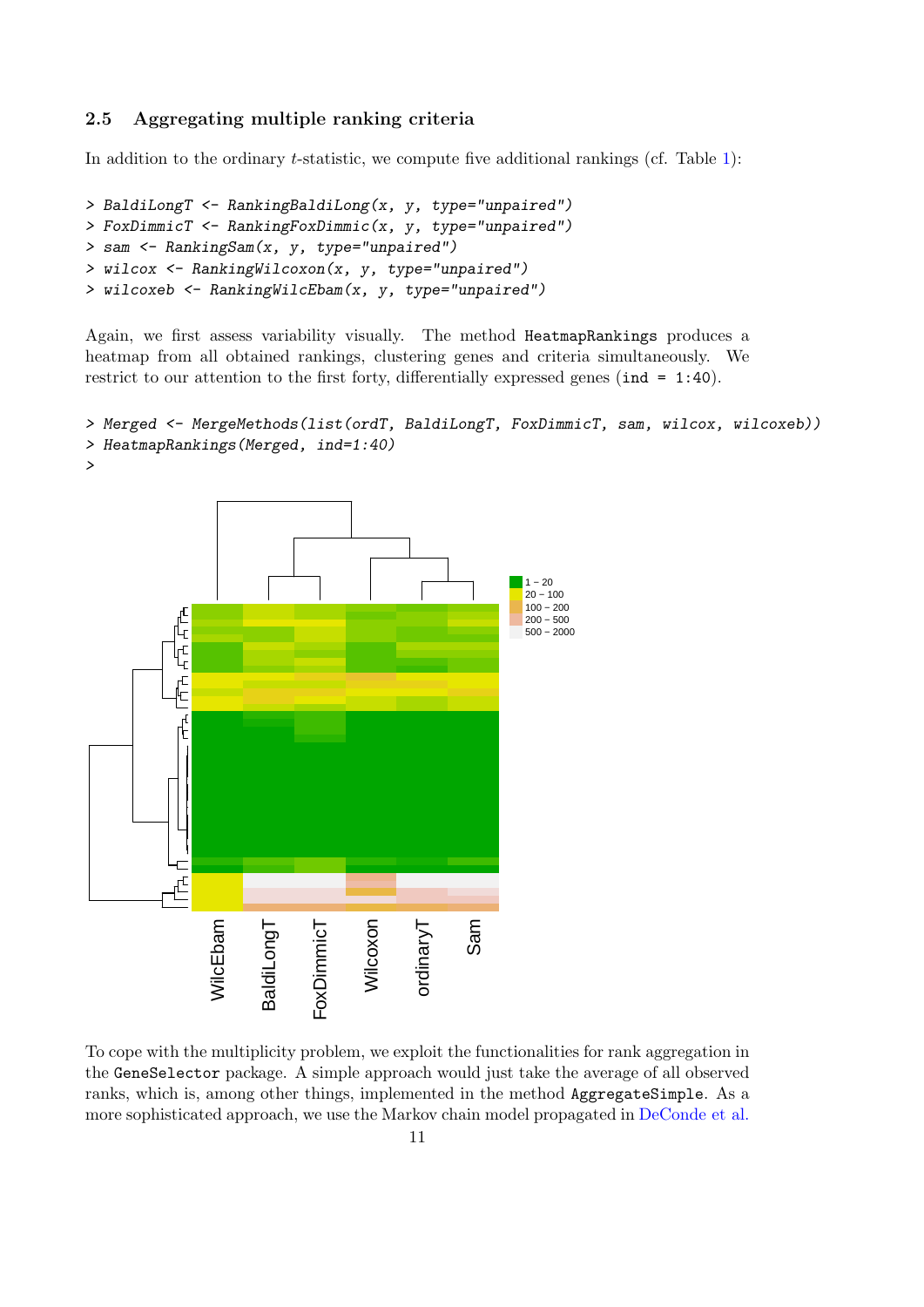### 2.5 Aggregating multiple ranking criteria

In addition to the ordinary $t$-statistic, we compute five additional rankings (cf. Table 1):

```
> BaldiLongT <- RankingBaldiLong(x, y, type="unpaired")
> FoxDimmicT <- RankingFoxDimmic(x, y, type="unpaired")
> sam <- RankingSam(x, y, type="unpaired")
> wilcox <- RankingWilcoxon(x, y, type="unpaired")
> wilcoxeb <- RankingWilcEbam(x, y, type="unpaired")
```

Again, we first assess variability visually. The method `HeatmapRankings` produces a heatmap from all obtained rankings, clustering genes and criteria simultaneously. We restrict to our attention to the first forty, differentially expressed genes (`ind = 1:40`).

```
> Merged <- MergeMethods(list(ordT, BaldiLongT, FoxDimmicT, sam, wilcox, wilcoxeb))
> HeatmapRankings(Merged, ind=1:40)
>
```

To cope with the multiplicity problem, we exploit the functionalities for rank aggregation in the `GeneSelector` package. A simple approach would just take the average of all observed ranks, which is, among other things, implemented in the method `AggregateSimple`. As a more sophisticated approach, we use the Markov chain model propagated in DeConde et al.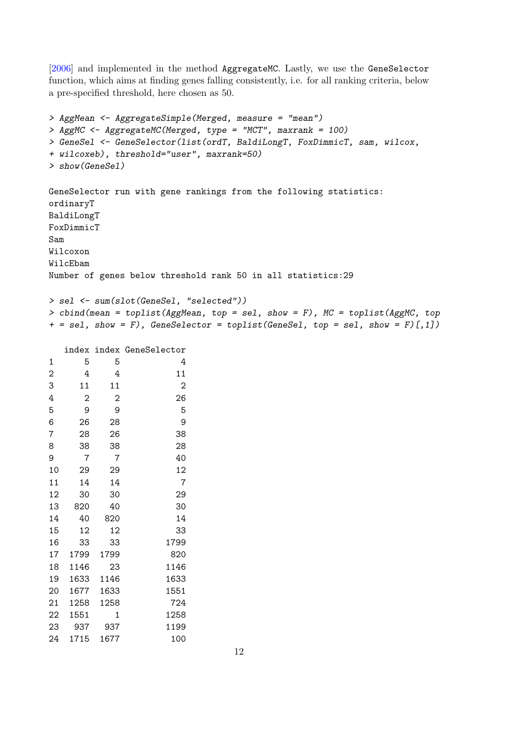[2006] and implemented in the method `AggregateMC`. Lastly, we use the `GeneSelector` function, which aims at finding genes falling consistently, i.e. for all ranking criteria, below a pre-specified threshold, here chosen as 50.

```
> AggMean <- AggregateSimple(Merged, measure = "mean")
> AggMC <- AggregateMC(Merged, type = "MCT", maxrank = 100)
> GeneSel <- GeneSelector(list(ordT, BaldiLongT, FoxDimmicT, sam, wilcox,
+ wilcoxeb), threshold="user", maxrank=50)
> show(GeneSel)

GeneSelector run with gene rankings from the following statistics:
ordinaryT
BaldiLongT
FoxDimmicT
Sam
Wilcoxon
WilcEbam
Number of genes below threshold rank 50 in all statistics:29

> sel <- sum(slot(GeneSel, "selected"))
> cbind(mean = toplist(AggMean, top = sel, show = F), MC = toplist(AggMC, top
+ = sel, show = F), GeneSelector = toplist(GeneSel, top = sel, show = F)[,1])

   index index GeneSelector
1      5     5            4
2      4     4           11
3     11    11            2
4      2     2           26
5      9     9            5
6     26    28            9
7     28    26           38
8     38    38           28
9      7     7           40
10    29    29           12
11    14    14            7
12    30    30           29
13   820    40           30
14    40   820           14
15    12    12           33
16    33    33         1799
17  1799  1799          820
18  1146    23         1146
19  1633  1146         1633
20  1677  1633         1551
21  1258  1258          724
22  1551     1         1258
23   937   937         1199
24  1715  1677          100
```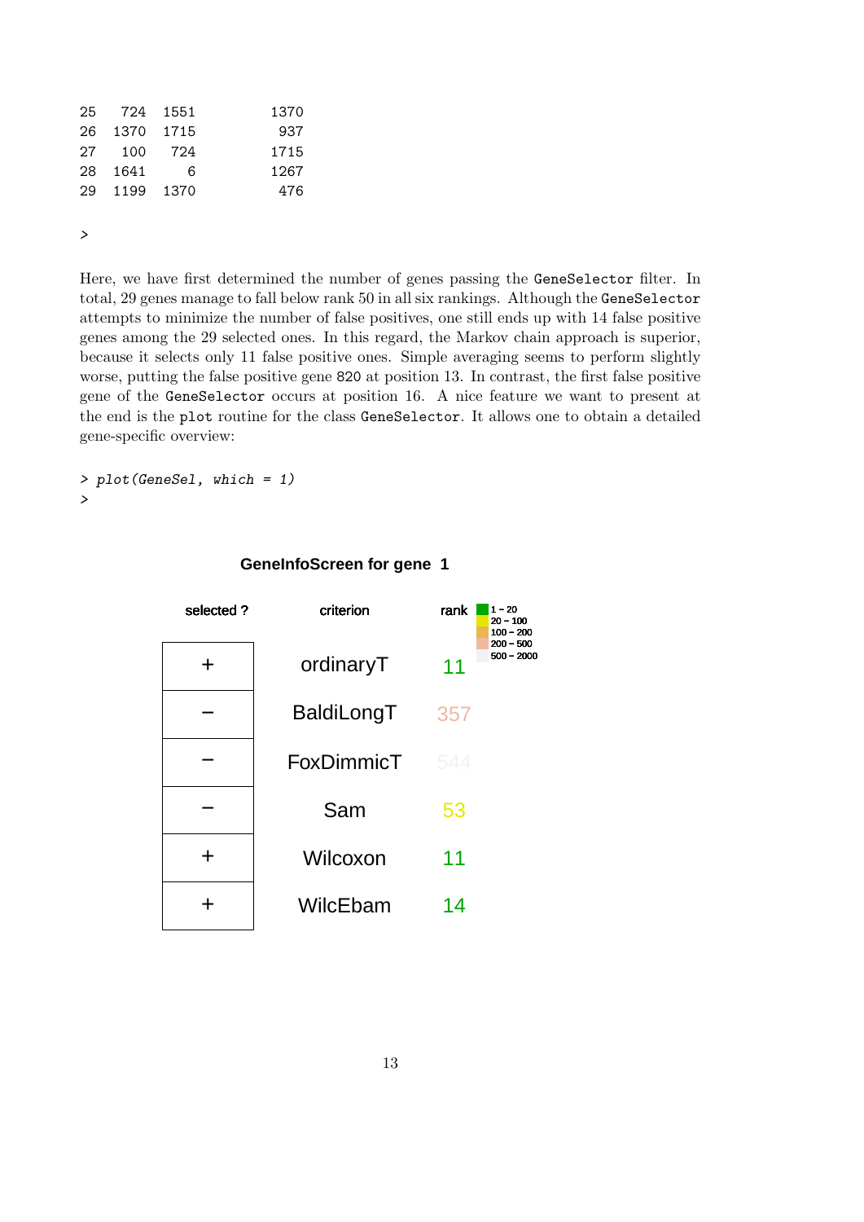```
25   724  1551          1370
26  1370  1715           937
27   100   724          1715
28  1641     6          1267
29  1199  1370           476

>
```

Here, we have first determined the number of genes passing the GeneSelector filter. In total, 29 genes manage to fall below rank 50 in all six rankings. Although the GeneSelector attempts to minimize the number of false positives, one still ends up with 14 false positive genes among the 29 selected ones. In this regard, the Markov chain approach is superior, because it selects only 11 false positive ones. Simple averaging seems to perform slightly worse, putting the false positive gene 820 at position 13. In contrast, the first false positive gene of the GeneSelector occurs at position 16. A nice feature we want to present at the end is the plot routine for the class GeneSelector. It allows one to obtain a detailed gene-specific overview:

```
> plot(GeneSel, which = 1)
>
```

**GeneInfoScreen for gene 1**

| selected ? | criterion | rank |
|---|---|---|
| + | ordinaryT | 11 |
| − | BaldiLongT | 357 |
| − | FoxDimmicT | 544 |
| − | Sam | 53 |
| + | Wilcoxon | 11 |
| + | WilcEbam | 14 |

rank legend: 1 – 20; 20 – 100; 100 – 200; 200 – 500; 500 – 2000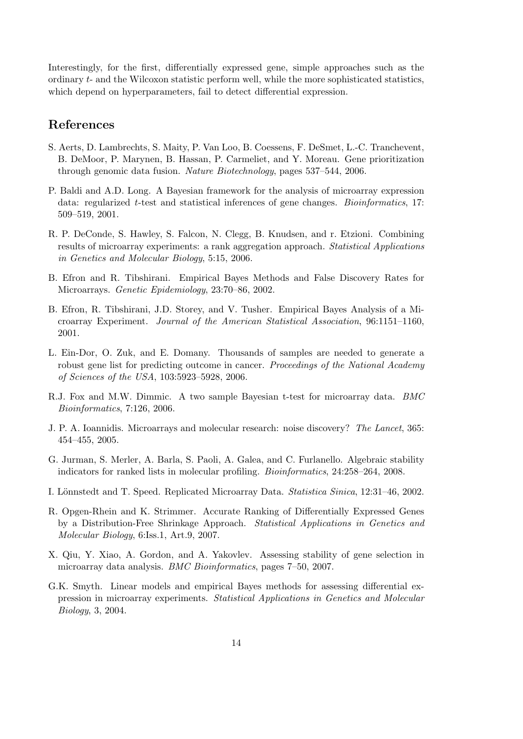Interestingly, for the first, differentially expressed gene, simple approaches such as the ordinary $t$- and the Wilcoxon statistic perform well, while the more sophisticated statistics, which depend on hyperparameters, fail to detect differential expression.

## References

S. Aerts, D. Lambrechts, S. Maity, P. Van Loo, B. Coessens, F. DeSmet, L.-C. Tranchevent, B. DeMoor, P. Marynen, B. Hassan, P. Carmeliet, and Y. Moreau. Gene prioritization through genomic data fusion. *Nature Biotechnology*, pages 537–544, 2006.

P. Baldi and A.D. Long. A Bayesian framework for the analysis of microarray expression data: regularized $t$-test and statistical inferences of gene changes. *Bioinformatics*, 17: 509–519, 2001.

R. P. DeConde, S. Hawley, S. Falcon, N. Clegg, B. Knudsen, and r. Etzioni. Combining results of microarray experiments: a rank aggregation approach. *Statistical Applications in Genetics and Molecular Biology*, 5:15, 2006.

B. Efron and R. Tibshirani. Empirical Bayes Methods and False Discovery Rates for Microarrays. *Genetic Epidemiology*, 23:70–86, 2002.

B. Efron, R. Tibshirani, J.D. Storey, and V. Tusher. Empirical Bayes Analysis of a Microarray Experiment. *Journal of the American Statistical Association*, 96:1151–1160, 2001.

L. Ein-Dor, O. Zuk, and E. Domany. Thousands of samples are needed to generate a robust gene list for predicting outcome in cancer. *Proceedings of the National Academy of Sciences of the USA*, 103:5923–5928, 2006.

R.J. Fox and M.W. Dimmic. A two sample Bayesian t-test for microarray data. *BMC Bioinformatics*, 7:126, 2006.

J. P. A. Ioannidis. Microarrays and molecular research: noise discovery? *The Lancet*, 365: 454–455, 2005.

G. Jurman, S. Merler, A. Barla, S. Paoli, A. Galea, and C. Furlanello. Algebraic stability indicators for ranked lists in molecular profiling. *Bioinformatics*, 24:258–264, 2008.

I. Lönnstedt and T. Speed. Replicated Microarray Data. *Statistica Sinica*, 12:31–46, 2002.

R. Opgen-Rhein and K. Strimmer. Accurate Ranking of Differentially Expressed Genes by a Distribution-Free Shrinkage Approach. *Statistical Applications in Genetics and Molecular Biology*, 6:Iss.1, Art.9, 2007.

X. Qiu, Y. Xiao, A. Gordon, and A. Yakovlev. Assessing stability of gene selection in microarray data analysis. *BMC Bioinformatics*, pages 7–50, 2007.

G.K. Smyth. Linear models and empirical Bayes methods for assessing differential expression in microarray experiments. *Statistical Applications in Genetics and Molecular Biology*, 3, 2004.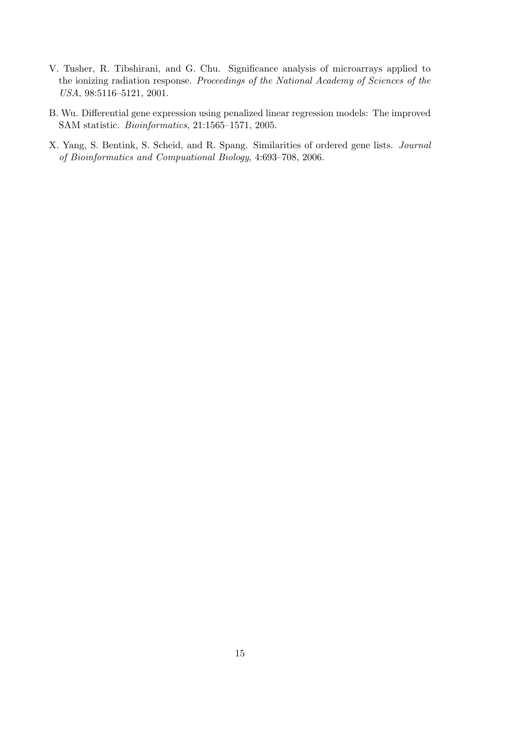V. Tusher, R. Tibshirani, and G. Chu. Significance analysis of microarrays applied to the ionizing radiation response. *Proceedings of the National Academy of Sciences of the USA*, 98:5116–5121, 2001.

B. Wu. Differential gene expression using penalized linear regression models: The improved SAM statistic. *Bioinformatics*, 21:1565–1571, 2005.

X. Yang, S. Bentink, S. Scheid, and R. Spang. Similarities of ordered gene lists. *Journal of Bioinformatics and Compuational Biology*, 4:693–708, 2006.